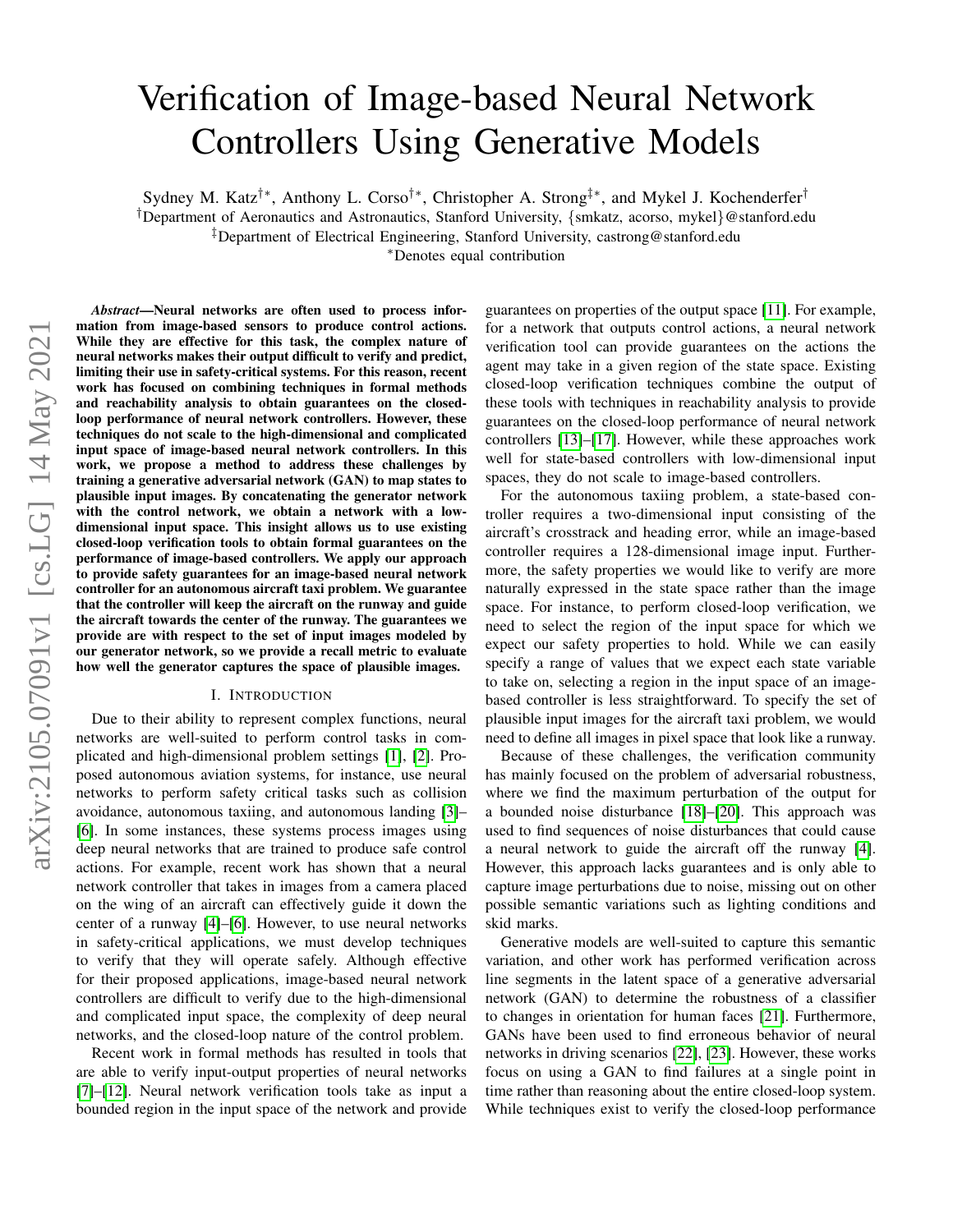# Verification of Image-based Neural Network Controllers Using Generative Models

Sydney M. Katz[†*], Anthony L. Corso[†*], Christopher A. Strong[‡*], and Mykel J. Kochenderfer[†]

[†]Department of Aeronautics and Astronautics, Stanford University, {smkatz, acorso, mykel}@stanford.edu

[‡]Department of Electrical Engineering, Stanford University, castrong@stanford.edu

[*]Denotes equal contribution

***Abstract*—Neural networks are often used to process information from image-based sensors to produce control actions. While they are effective for this task, the complex nature of neural networks makes their output difficult to verify and predict, limiting their use in safety-critical systems. For this reason, recent work has focused on combining techniques in formal methods and reachability analysis to obtain guarantees on the closed-loop performance of neural network controllers. However, these techniques do not scale to the high-dimensional and complicated input space of image-based neural network controllers. In this work, we propose a method to address these challenges by training a generative adversarial network (GAN) to map states to plausible input images. By concatenating the generator network with the control network, we obtain a network with a low-dimensional input space. This insight allows us to use existing closed-loop verification tools to obtain formal guarantees on the performance of image-based controllers. We apply our approach to provide safety guarantees for an image-based neural network controller for an autonomous aircraft taxi problem. We guarantee that the controller will keep the aircraft on the runway and guide the aircraft towards the center of the runway. The guarantees we provide are with respect to the set of input images modeled by our generator network, so we provide a recall metric to evaluate how well the generator captures the space of plausible images.**

## I. Introduction

Due to their ability to represent complex functions, neural networks are well-suited to perform control tasks in complicated and high-dimensional problem settings [1], [2]. Proposed autonomous aviation systems, for instance, use neural networks to perform safety critical tasks such as collision avoidance, autonomous taxiing, and autonomous landing [3]–[6]. In some instances, these systems process images using deep neural networks that are trained to produce safe control actions. For example, recent work has shown that a neural network controller that takes in images from a camera placed on the wing of an aircraft can effectively guide it down the center of a runway [4]–[6]. However, to use neural networks in safety-critical applications, we must develop techniques to verify that they will operate safely. Although effective for their proposed applications, image-based neural network controllers are difficult to verify due to the high-dimensional and complicated input space, the complexity of deep neural networks, and the closed-loop nature of the control problem.

Recent work in formal methods has resulted in tools that are able to verify input-output properties of neural networks [7]–[12]. Neural network verification tools take as input a bounded region in the input space of the network and provide guarantees on properties of the output space [11]. For example, for a network that outputs control actions, a neural network verification tool can provide guarantees on the actions the agent may take in a given region of the state space. Existing closed-loop verification techniques combine the output of these tools with techniques in reachability analysis to provide guarantees on the closed-loop performance of neural network controllers [13]–[17]. However, while these approaches work well for state-based controllers with low-dimensional input spaces, they do not scale to image-based controllers.

For the autonomous taxiing problem, a state-based controller requires a two-dimensional input consisting of the aircraft's crosstrack and heading error, while an image-based controller requires a 128-dimensional image input. Furthermore, the safety properties we would like to verify are more naturally expressed in the state space rather than the image space. For instance, to perform closed-loop verification, we need to select the region of the input space for which we expect our safety properties to hold. While we can easily specify a range of values that we expect each state variable to take on, selecting a region in the input space of an image-based controller is less straightforward. To specify the set of plausible input images for the aircraft taxi problem, we would need to define all images in pixel space that look like a runway.

Because of these challenges, the verification community has mainly focused on the problem of adversarial robustness, where we find the maximum perturbation of the output for a bounded noise disturbance [18]–[20]. This approach was used to find sequences of noise disturbances that could cause a neural network to guide the aircraft off the runway [4]. However, this approach lacks guarantees and is only able to capture image perturbations due to noise, missing out on other possible semantic variations such as lighting conditions and skid marks.

Generative models are well-suited to capture this semantic variation, and other work has performed verification across line segments in the latent space of a generative adversarial network (GAN) to determine the robustness of a classifier to changes in orientation for human faces [21]. Furthermore, GANs have been used to find erroneous behavior of neural networks in driving scenarios [22], [23]. However, these works focus on using a GAN to find failures at a single point in time rather than reasoning about the entire closed-loop system. While techniques exist to verify the closed-loop performance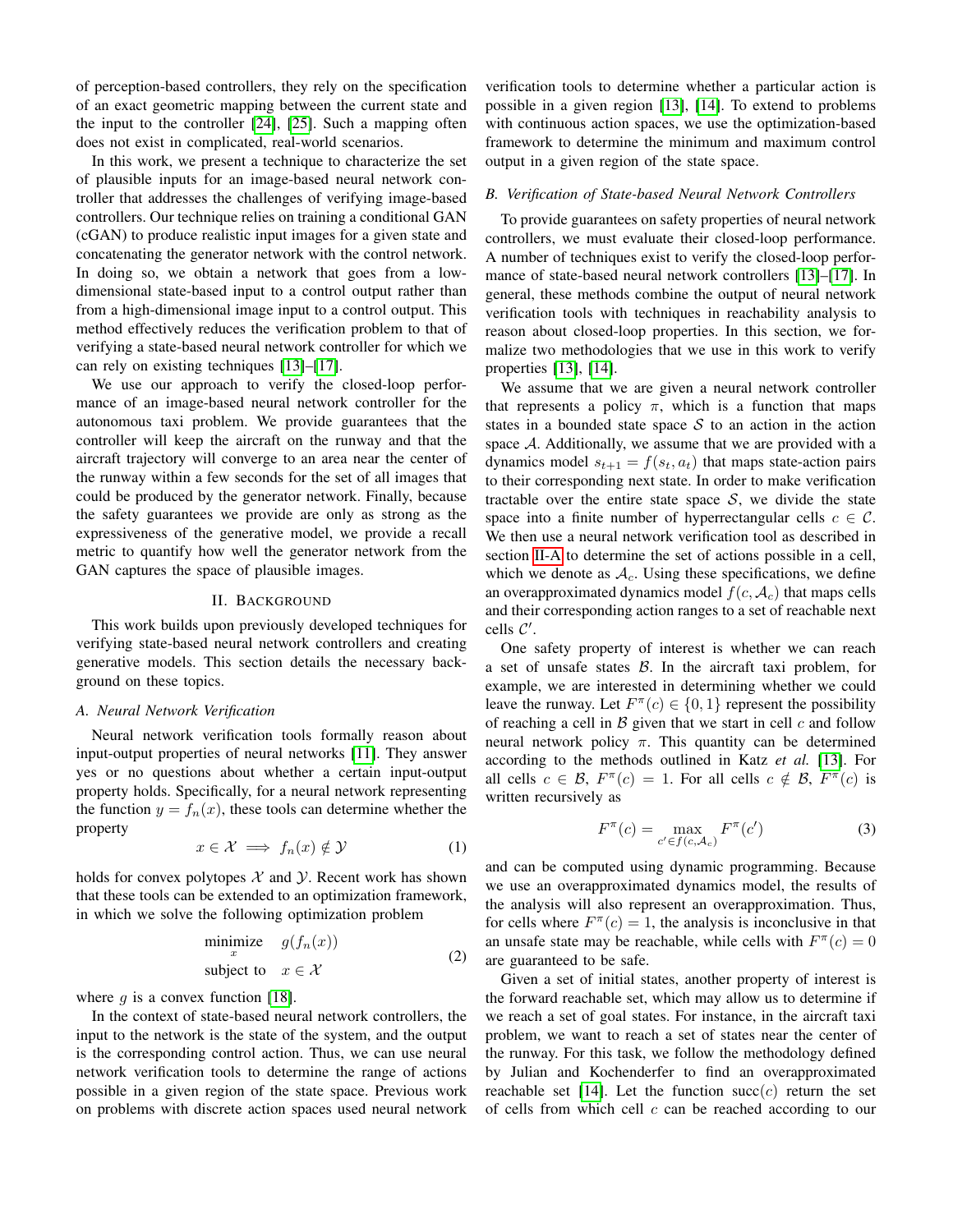of perception-based controllers, they rely on the specification of an exact geometric mapping between the current state and the input to the controller [24], [25]. Such a mapping often does not exist in complicated, real-world scenarios.

In this work, we present a technique to characterize the set of plausible inputs for an image-based neural network controller that addresses the challenges of verifying image-based controllers. Our technique relies on training a conditional GAN (cGAN) to produce realistic input images for a given state and concatenating the generator network with the control network. In doing so, we obtain a network that goes from a low-dimensional state-based input to a control output rather than from a high-dimensional image input to a control output. This method effectively reduces the verification problem to that of verifying a state-based neural network controller for which we can rely on existing techniques [13]–[17].

We use our approach to verify the closed-loop performance of an image-based neural network controller for the autonomous taxi problem. We provide guarantees that the controller will keep the aircraft on the runway and that the aircraft trajectory will converge to an area near the center of the runway within a few seconds for the set of all images that could be produced by the generator network. Finally, because the safety guarantees we provide are only as strong as the expressiveness of the generative model, we provide a recall metric to quantify how well the generator network from the GAN captures the space of plausible images.

## II. Background

This work builds upon previously developed techniques for verifying state-based neural network controllers and creating generative models. This section details the necessary background on these topics.

### A. Neural Network Verification

Neural network verification tools formally reason about input-output properties of neural networks [11]. They answer yes or no questions about whether a certain input-output property holds. Specifically, for a neural network representing the function $y = f_n(x)$, these tools can determine whether the property

$$x \in \mathcal{X} \implies f_n(x) \notin \mathcal{Y} \tag{1}$$

holds for convex polytopes $\mathcal{X}$ and $\mathcal{Y}$. Recent work has shown that these tools can be extended to an optimization framework, in which we solve the following optimization problem

$$\begin{aligned} \underset{x}{\text{minimize}} \quad & g(f_n(x)) \\ \text{subject to} \quad & x \in \mathcal{X} \end{aligned} \tag{2}$$

where $g$ is a convex function [18].

In the context of state-based neural network controllers, the input to the network is the state of the system, and the output is the corresponding control action. Thus, we can use neural network verification tools to determine the range of actions possible in a given region of the state space. Previous work on problems with discrete action spaces used neural network verification tools to determine whether a particular action is possible in a given region [13], [14]. To extend to problems with continuous action spaces, we use the optimization-based framework to determine the minimum and maximum control output in a given region of the state space.

### B. Verification of State-based Neural Network Controllers

To provide guarantees on safety properties of neural network controllers, we must evaluate their closed-loop performance. A number of techniques exist to verify the closed-loop performance of state-based neural network controllers [13]–[17]. In general, these methods combine the output of neural network verification tools with techniques in reachability analysis to reason about closed-loop properties. In this section, we formalize two methodologies that we use in this work to verify properties [13], [14].

We assume that we are given a neural network controller that represents a policy $\pi$, which is a function that maps states in a bounded state space $\mathcal{S}$ to an action in the action space $\mathcal{A}$. Additionally, we assume that we are provided with a dynamics model $s_{t+1} = f(s_t, a_t)$ that maps state-action pairs to their corresponding next state. In order to make verification tractable over the entire state space $\mathcal{S}$, we divide the state space into a finite number of hyperrectangular cells $c \in \mathcal{C}$. We then use a neural network verification tool as described in section II-A to determine the set of actions possible in a cell, which we denote as $\mathcal{A}_c$. Using these specifications, we define an overapproximated dynamics model $f(c, \mathcal{A}_c)$ that maps cells and their corresponding action ranges to a set of reachable next cells $\mathcal{C}'$.

One safety property of interest is whether we can reach a set of unsafe states $\mathcal{B}$. In the aircraft taxi problem, for example, we are interested in determining whether we could leave the runway. Let $F^\pi(c) \in \{0, 1\}$ represent the possibility of reaching a cell in $\mathcal{B}$ given that we start in cell $c$ and follow neural network policy $\pi$. This quantity can be determined according to the methods outlined in Katz *et al.* [13]. For all cells $c \in \mathcal{B}$, $F^\pi(c) = 1$. For all cells $c \notin \mathcal{B}$, $F^\pi(c)$ is written recursively as

$$F^\pi(c) = \max_{c' \in f(c, \mathcal{A}_c)} F^\pi(c') \tag{3}$$

and can be computed using dynamic programming. Because we use an overapproximated dynamics model, the results of the analysis will also represent an overapproximation. Thus, for cells where $F^\pi(c) = 1$, the analysis is inconclusive in that an unsafe state may be reachable, while cells with $F^\pi(c) = 0$ are guaranteed to be safe.

Given a set of initial states, another property of interest is the forward reachable set, which may allow us to determine if we reach a set of goal states. For instance, in the aircraft taxi problem, we want to reach a set of states near the center of the runway. For this task, we follow the methodology defined by Julian and Kochenderfer to find an overapproximated reachable set [14]. Let the function $\text{succ}(c)$ return the set of cells from which cell $c$ can be reached according to our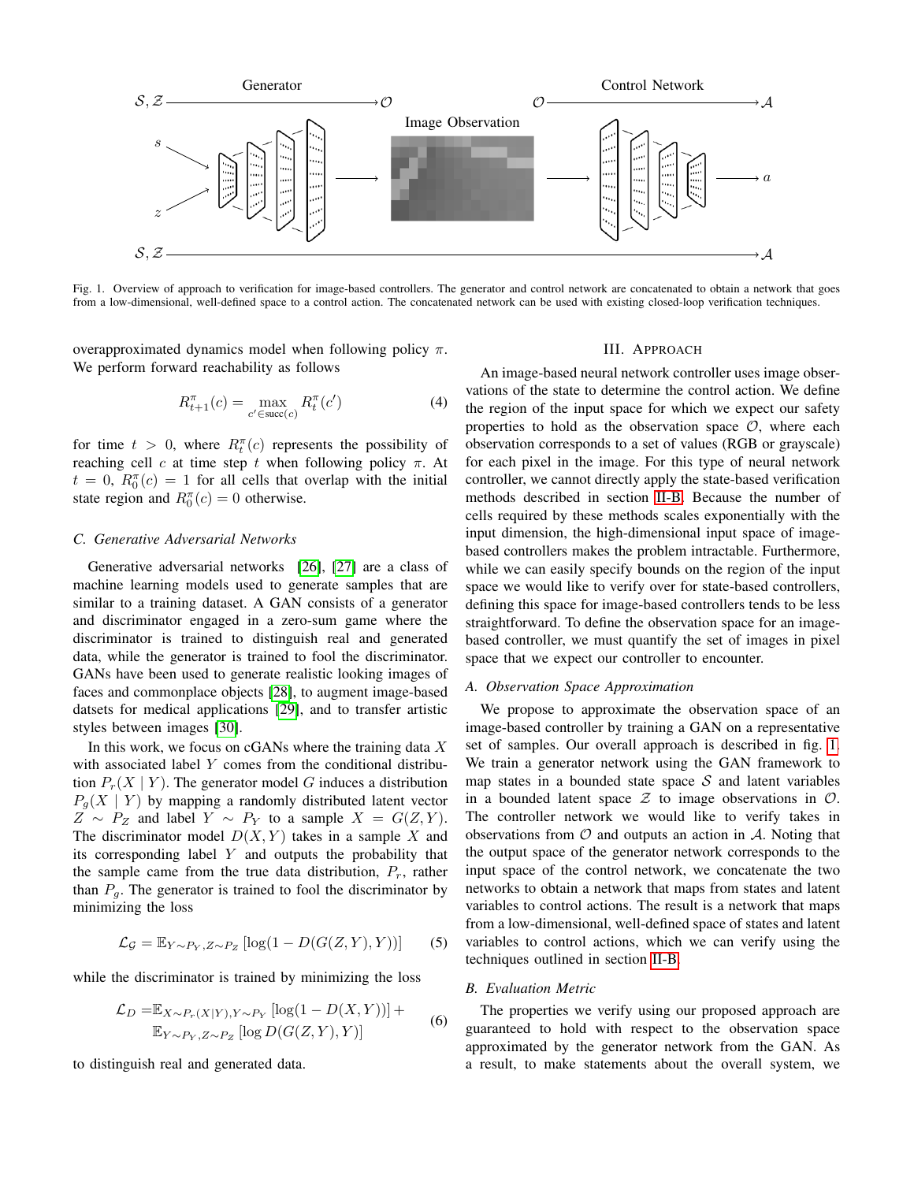Fig. 1. Overview of approach to verification for image-based controllers. The generator and control network are concatenated to obtain a network that goes from a low-dimensional, well-defined space to a control action. The concatenated network can be used with existing closed-loop verification techniques.

overapproximated dynamics model when following policy $\pi$. We perform forward reachability as follows

$$R^{\pi}_{t+1}(c) = \max_{c' \in \text{succ}(c)} R^{\pi}_{t}(c') \tag{4}$$

for time $t > 0$, where $R^{\pi}_{t}(c)$ represents the possibility of reaching cell $c$ at time step $t$ when following policy $\pi$. At $t = 0$, $R^{\pi}_{0}(c) = 1$ for all cells that overlap with the initial state region and $R^{\pi}_{0}(c) = 0$ otherwise.

### C. Generative Adversarial Networks

Generative adversarial networks [26], [27] are a class of machine learning models used to generate samples that are similar to a training dataset. A GAN consists of a generator and discriminator engaged in a zero-sum game where the discriminator is trained to distinguish real and generated data, while the generator is trained to fool the discriminator. GANs have been used to generate realistic looking images of faces and commonplace objects [28], to augment image-based datsets for medical applications [29], and to transfer artistic styles between images [30].

In this work, we focus on cGANs where the training data $X$ with associated label $Y$ comes from the conditional distribution $P_r(X \mid Y)$. The generator model $G$ induces a distribution $P_g(X \mid Y)$ by mapping a randomly distributed latent vector $Z \sim P_Z$ and label $Y \sim P_Y$ to a sample $X = G(Z, Y)$. The discriminator model $D(X, Y)$ takes in a sample $X$ and its corresponding label $Y$ and outputs the probability that the sample came from the true data distribution, $P_r$, rather than $P_g$. The generator is trained to fool the discriminator by minimizing the loss

$$\mathcal{L}_{\mathcal{G}} = \mathbb{E}_{Y \sim P_Y, Z \sim P_Z} \left[ \log(1 - D(G(Z, Y), Y)) \right] \tag{5}$$

while the discriminator is trained by minimizing the loss

$$\begin{aligned} \mathcal{L}_D = & \mathbb{E}_{X \sim P_r(X \mid Y), Y \sim P_Y} \left[ \log(1 - D(X, Y)) \right] + \\ & \mathbb{E}_{Y \sim P_Y, Z \sim P_Z} \left[ \log D(G(Z, Y), Y) \right] \end{aligned} \tag{6}$$

to distinguish real and generated data.

## III. Approach

An image-based neural network controller uses image observations of the state to determine the control action. We define the region of the input space for which we expect our safety properties to hold as the observation space $\mathcal{O}$, where each observation corresponds to a set of values (RGB or grayscale) for each pixel in the image. For this type of neural network controller, we cannot directly apply the state-based verification methods described in section II-B. Because the number of cells required by these methods scales exponentially with the input dimension, the high-dimensional input space of image-based controllers makes the problem intractable. Furthermore, while we can easily specify bounds on the region of the input space we would like to verify over for state-based controllers, defining this space for image-based controllers tends to be less straightforward. To define the observation space for an image-based controller, we must quantify the set of images in pixel space that we expect our controller to encounter.

### A. Observation Space Approximation

We propose to approximate the observation space of an image-based controller by training a GAN on a representative set of samples. Our overall approach is described in fig. 1. We train a generator network using the GAN framework to map states in a bounded state space $\mathcal{S}$ and latent variables in a bounded latent space $\mathcal{Z}$ to image observations in $\mathcal{O}$. The controller network we would like to verify takes in observations from $\mathcal{O}$ and outputs an action in $\mathcal{A}$. Noting that the output space of the generator network corresponds to the input space of the control network, we concatenate the two networks to obtain a network that maps from states and latent variables to control actions. The result is a network that maps from a low-dimensional, well-defined space of states and latent variables to control actions, which we can verify using the techniques outlined in section II-B.

### B. Evaluation Metric

The properties we verify using our proposed approach are guaranteed to hold with respect to the observation space approximated by the generator network from the GAN. As a result, to make statements about the overall system, we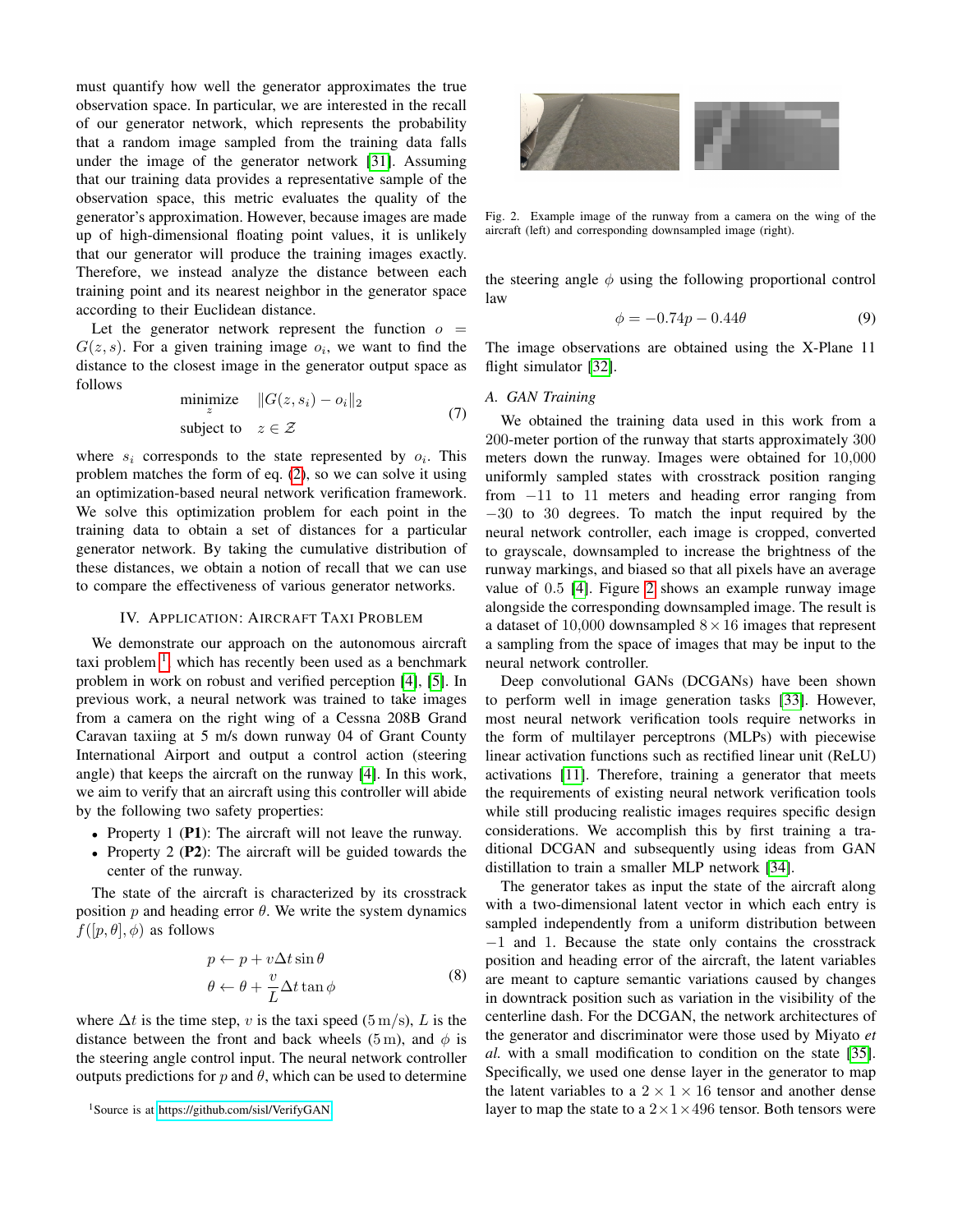must quantify how well the generator approximates the true observation space. In particular, we are interested in the recall of our generator network, which represents the probability that a random image sampled from the training data falls under the image of the generator network [31]. Assuming that our training data provides a representative sample of the observation space, this metric evaluates the quality of the generator's approximation. However, because images are made up of high-dimensional floating point values, it is unlikely that our generator will produce the training images exactly. Therefore, we instead analyze the distance between each training point and its nearest neighbor in the generator space according to their Euclidean distance.

Let the generator network represent the function $o = G(z, s)$. For a given training image $o_i$, we want to find the distance to the closest image in the generator output space as follows

$$\begin{aligned} \underset{z}{\text{minimize}} \quad & \|G(z, s_i) - o_i\|_2 \\ \text{subject to} \quad & z \in \mathcal{Z} \end{aligned} \tag{7}$$

where $s_i$ corresponds to the state represented by $o_i$. This problem matches the form of eq. (2), so we can solve it using an optimization-based neural network verification framework. We solve this optimization problem for each point in the training data to obtain a set of distances for a particular generator network. By taking the cumulative distribution of these distances, we obtain a notion of recall that we can use to compare the effectiveness of various generator networks.

## IV. Application: Aircraft Taxi Problem

We demonstrate our approach on the autonomous aircraft taxi problem [1] which has recently been used as a benchmark problem in work on robust and verified perception [4], [5]. In previous work, a neural network was trained to take images from a camera on the right wing of a Cessna 208B Grand Caravan taxiing at 5 m/s down runway 04 of Grant County International Airport and output a control action (steering angle) that keeps the aircraft on the runway [4]. In this work, we aim to verify that an aircraft using this controller will abide by the following two safety properties:

- Property 1 (**P1**): The aircraft will not leave the runway.
- Property 2 (**P2**): The aircraft will be guided towards the center of the runway.

The state of the aircraft is characterized by its crosstrack position $p$ and heading error $\theta$. We write the system dynamics $f([p, \theta], \phi)$ as follows

$$\begin{aligned} p &\leftarrow p + v\Delta t \sin\theta \\ \theta &\leftarrow \theta + \frac{v}{L}\Delta t \tan\phi \end{aligned} \tag{8}$$

where $\Delta t$ is the time step, $v$ is the taxi speed ($5\,\mathrm{m/s}$), $L$ is the distance between the front and back wheels ($5\,\mathrm{m}$), and $\phi$ is the steering angle control input. The neural network controller outputs predictions for $p$ and $\theta$, which can be used to determine the steering angle $\phi$ using the following proportional control law

$$\phi = -0.74p - 0.44\theta \tag{9}$$

The image observations are obtained using the X-Plane 11 flight simulator [32].

Fig. 2. Example image of the runway from a camera on the wing of the aircraft (left) and corresponding downsampled image (right).

### A. GAN Training

We obtained the training data used in this work from a 200-meter portion of the runway that starts approximately 300 meters down the runway. Images were obtained for 10,000 uniformly sampled states with crosstrack position ranging from $-11$ to 11 meters and heading error ranging from $-30$ to 30 degrees. To match the input required by the neural network controller, each image is cropped, converted to grayscale, downsampled to increase the brightness of the runway markings, and biased so that all pixels have an average value of 0.5 [4]. Figure 2 shows an example runway image alongside the corresponding downsampled image. The result is a dataset of 10,000 downsampled $8 \times 16$ images that represent a sampling from the space of images that may be input to the neural network controller.

Deep convolutional GANs (DCGANs) have been shown to perform well in image generation tasks [33]. However, most neural network verification tools require networks in the form of multilayer perceptrons (MLPs) with piecewise linear activation functions such as rectified linear unit (ReLU) activations [11]. Therefore, training a generator that meets the requirements of existing neural network verification tools while still producing realistic images requires specific design considerations. We accomplish this by first training a traditional DCGAN and subsequently using ideas from GAN distillation to train a smaller MLP network [34].

The generator takes as input the state of the aircraft along with a two-dimensional latent vector in which each entry is sampled independently from a uniform distribution between $-1$ and 1. Because the state only contains the crosstrack position and heading error of the aircraft, the latent variables are meant to capture semantic variations caused by changes in downtrack position such as variation in the visibility of the centerline dash. For the DCGAN, the network architectures of the generator and discriminator were those used by Miyato *et al.* with a small modification to condition on the state [35]. Specifically, we used one dense layer in the generator to map the latent variables to a $2 \times 1 \times 16$ tensor and another dense layer to map the state to a $2 \times 1 \times 496$ tensor. Both tensors were

[1] Source is at https://github.com/sisl/VerifyGAN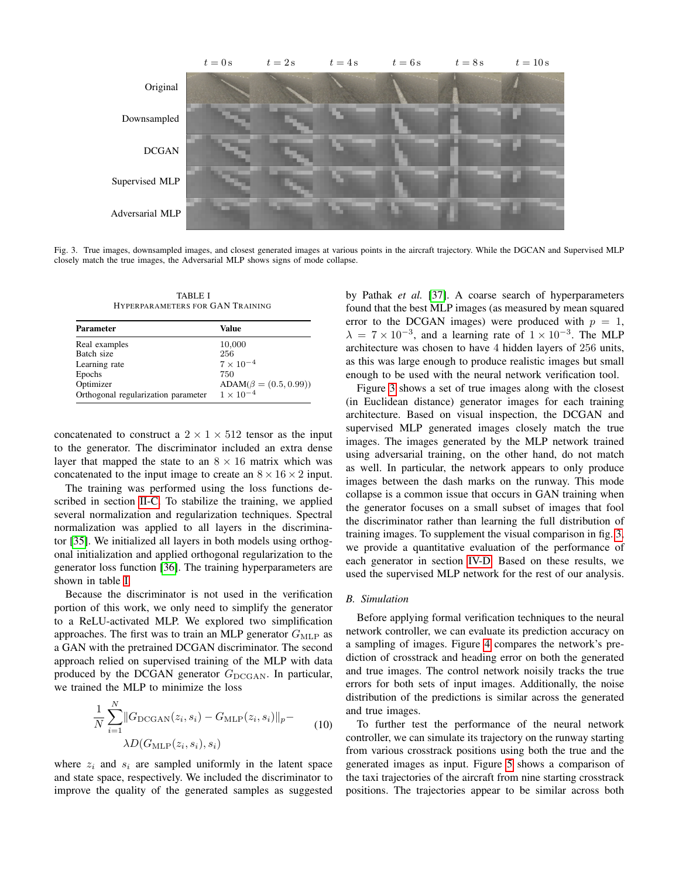Fig. 3. True images, downsampled images, and closest generated images at various points in the aircraft trajectory. While the DGCAN and Supervised MLP closely match the true images, the Adversarial MLP shows signs of mode collapse.

TABLE I
HYPERPARAMETERS FOR GAN TRAINING

| Parameter | Value |
|---|---|
| Real examples | 10,000 |
| Batch size | 256 |
| Learning rate | $7 \times 10^{-4}$ |
| Epochs | 750 |
| Optimizer | ADAM($\beta = (0.5, 0.99)$) |
| Orthogonal regularization parameter | $1 \times 10^{-4}$ |

concatenated to construct a $2 \times 1 \times 512$ tensor as the input to the generator. The discriminator included an extra dense layer that mapped the state to an $8 \times 16$ matrix which was concatenated to the input image to create an $8 \times 16 \times 2$ input.

The training was performed using the loss functions described in section II-C. To stabilize the training, we applied several normalization and regularization techniques. Spectral normalization was applied to all layers in the discriminator [35]. We initialized all layers in both models using orthogonal initialization and applied orthogonal regularization to the generator loss function [36]. The training hyperparameters are shown in table I.

Because the discriminator is not used in the verification portion of this work, we only need to simplify the generator to a ReLU-activated MLP. We explored two simplification approaches. The first was to train an MLP generator $G_{\text{MLP}}$ as a GAN with the pretrained DCGAN discriminator. The second approach relied on supervised training of the MLP with data produced by the DCGAN generator $G_{\text{DCGAN}}$. In particular, we trained the MLP to minimize the loss

$$\frac{1}{N}\sum_{i=1}^{N}\|G_{\text{DCGAN}}(z_i, s_i) - G_{\text{MLP}}(z_i, s_i)\|_p - \lambda D(G_{\text{MLP}}(z_i, s_i), s_i) \tag{10}$$

where $z_i$ and $s_i$ are sampled uniformly in the latent space and state space, respectively. We included the discriminator to improve the quality of the generated samples as suggested by Pathak *et al.* [37]. A coarse search of hyperparameters found that the best MLP images (as measured by mean squared error to the DCGAN images) were produced with $p = 1$, $\lambda = 7 \times 10^{-3}$, and a learning rate of $1 \times 10^{-3}$. The MLP architecture was chosen to have 4 hidden layers of 256 units, as this was large enough to produce realistic images but small enough to be used with the neural network verification tool.

Figure 3 shows a set of true images along with the closest (in Euclidean distance) generator images for each training architecture. Based on visual inspection, the DCGAN and supervised MLP generated images closely match the true images. The images generated by the MLP network trained using adversarial training, on the other hand, do not match as well. In particular, the network appears to only produce images between the dash marks on the runway. This mode collapse is a common issue that occurs in GAN training when the generator focuses on a small subset of images that fool the discriminator rather than learning the full distribution of training images. To supplement the visual comparison in fig. 3, we provide a quantitative evaluation of the performance of each generator in section IV-D. Based on these results, we used the supervised MLP network for the rest of our analysis.

### B. Simulation

Before applying formal verification techniques to the neural network controller, we can evaluate its prediction accuracy on a sampling of images. Figure 4 compares the network's prediction of crosstrack and heading error on both the generated and true images. The control network noisily tracks the true errors for both sets of input images. Additionally, the noise distribution of the predictions is similar across the generated and true images.

To further test the performance of the neural network controller, we can simulate its trajectory on the runway starting from various crosstrack positions using both the true and the generated images as input. Figure 5 shows a comparison of the taxi trajectories of the aircraft from nine starting crosstrack positions. The trajectories appear to be similar across both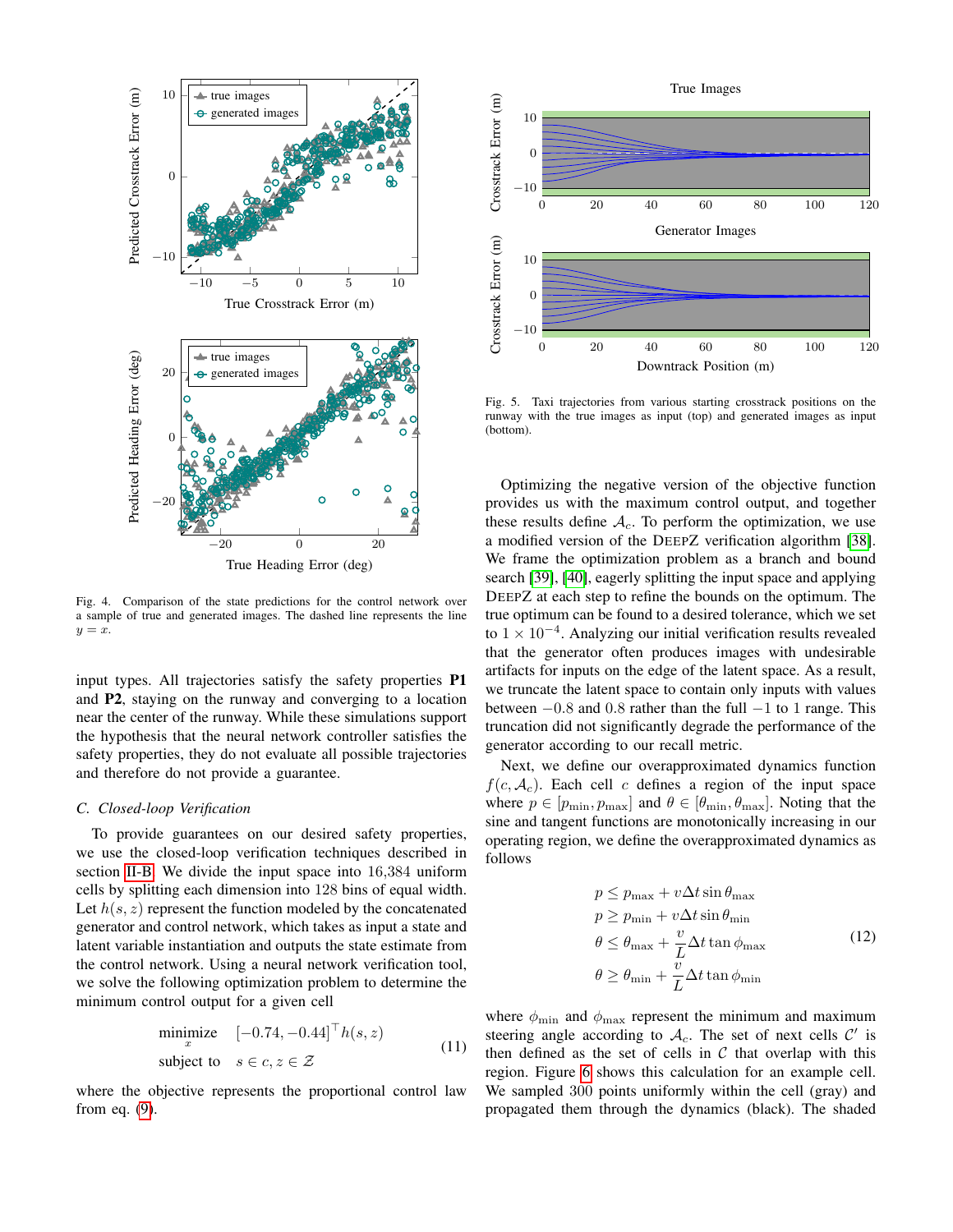Fig. 4. Comparison of the state predictions for the control network over a sample of true and generated images. The dashed line represents the line $y = x$.

Fig. 5. Taxi trajectories from various starting crosstrack positions on the runway with the true images as input (top) and generated images as input (bottom).

input types. All trajectories satisfy the safety properties **P1** and **P2**, staying on the runway and converging to a location near the center of the runway. While these simulations support the hypothesis that the neural network controller satisfies the safety properties, they do not evaluate all possible trajectories and therefore do not provide a guarantee.

### *C. Closed-loop Verification*

To provide guarantees on our desired safety properties, we use the closed-loop verification techniques described in section II-B. We divide the input space into 16,384 uniform cells by splitting each dimension into 128 bins of equal width. Let $h(s, z)$ represent the function modeled by the concatenated generator and control network, which takes as input a state and latent variable instantiation and outputs the state estimate from the control network. Using a neural network verification tool, we solve the following optimization problem to determine the minimum control output for a given cell

$$\begin{aligned} \underset{x}{\text{minimize}} \quad & [-0.74, -0.44]^\top h(s, z) \\ \text{subject to} \quad & s \in c, z \in \mathcal{Z} \end{aligned} \tag{11}$$

where the objective represents the proportional control law from eq. (9).

Optimizing the negative version of the objective function provides us with the maximum control output, and together these results define $\mathcal{A}_c$. To perform the optimization, we use a modified version of the DeepZ verification algorithm [38]. We frame the optimization problem as a branch and bound search [39], [40], eagerly splitting the input space and applying DeepZ at each step to refine the bounds on the optimum. The true optimum can be found to a desired tolerance, which we set to $1 \times 10^{-4}$. Analyzing our initial verification results revealed that the generator often produces images with undesirable artifacts for inputs on the edge of the latent space. As a result, we truncate the latent space to contain only inputs with values between $-0.8$ and $0.8$ rather than the full $-1$ to $1$ range. This truncation did not significantly degrade the performance of the generator according to our recall metric.

Next, we define our overapproximated dynamics function $f(c, \mathcal{A}_c)$. Each cell $c$ defines a region of the input space where $p \in [p_{\min}, p_{\max}]$ and $\theta \in [\theta_{\min}, \theta_{\max}]$. Noting that the sine and tangent functions are monotonically increasing in our operating region, we define the overapproximated dynamics as follows

$$\begin{aligned} p &\leq p_{\max} + v\Delta t \sin \theta_{\max} \\ p &\geq p_{\min} + v\Delta t \sin \theta_{\min} \\ \theta &\leq \theta_{\max} + \frac{v}{L}\Delta t \tan \phi_{\max} \\ \theta &\geq \theta_{\min} + \frac{v}{L}\Delta t \tan \phi_{\min} \end{aligned} \tag{12}$$

where $\phi_{\min}$ and $\phi_{\max}$ represent the minimum and maximum steering angle according to $\mathcal{A}_c$. The set of next cells $\mathcal{C}'$ is then defined as the set of cells in $\mathcal{C}$ that overlap with this region. Figure 6 shows this calculation for an example cell. We sampled 300 points uniformly within the cell (gray) and propagated them through the dynamics (black). The shaded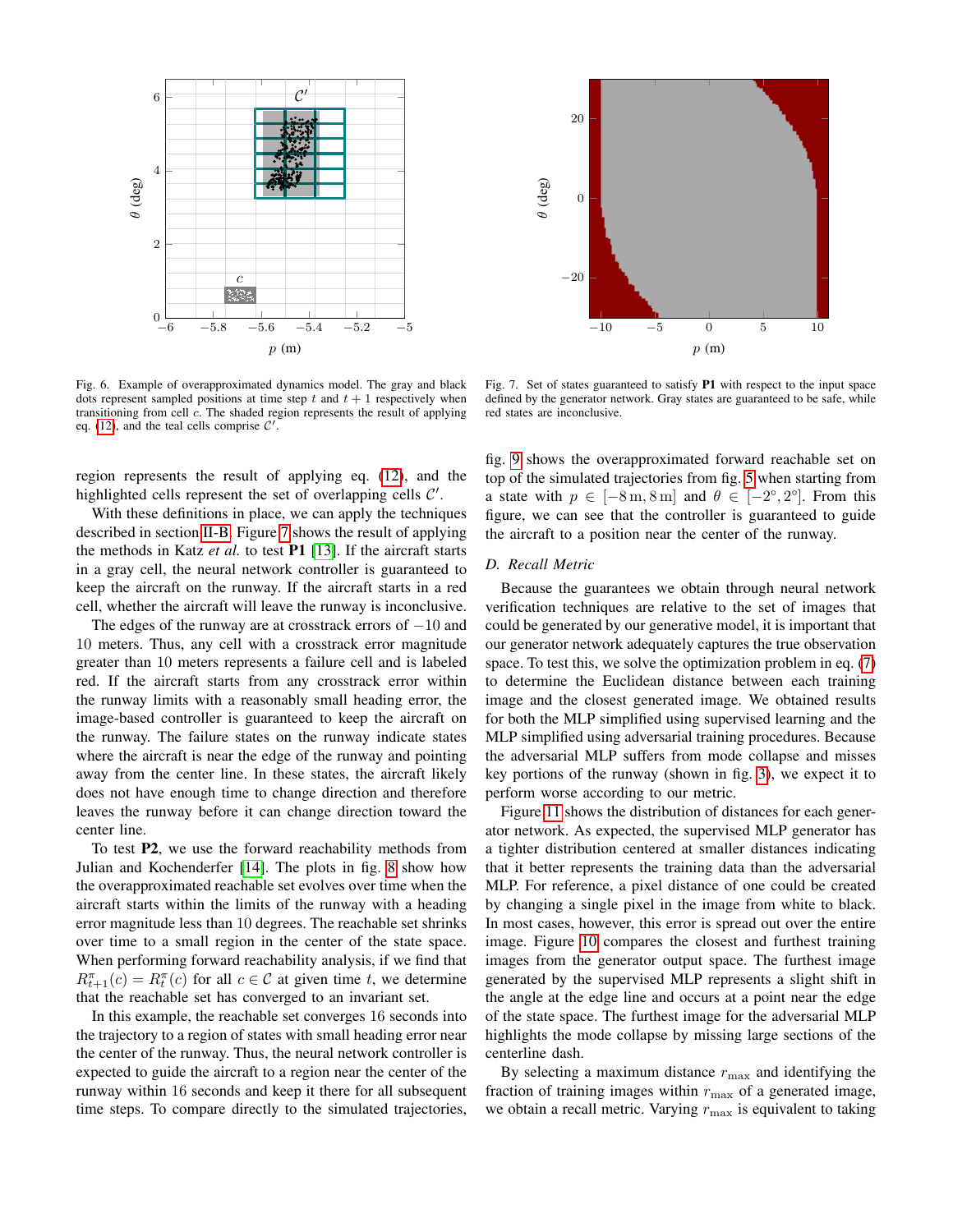Fig. 6. Example of overapproximated dynamics model. The gray and black dots represent sampled positions at time step $t$ and $t+1$ respectively when transitioning from cell $c$. The shaded region represents the result of applying eq. (12), and the teal cells comprise $\mathcal{C}'$.

Fig. 7. Set of states guaranteed to satisfy **P1** with respect to the input space defined by the generator network. Gray states are guaranteed to be safe, while red states are inconclusive.

region represents the result of applying eq. (12), and the highlighted cells represent the set of overlapping cells $\mathcal{C}'$.

With these definitions in place, we can apply the techniques described in section II-B. Figure 7 shows the result of applying the methods in Katz *et al.* to test **P1** [13]. If the aircraft starts in a gray cell, the neural network controller is guaranteed to keep the aircraft on the runway. If the aircraft starts in a red cell, whether the aircraft will leave the runway is inconclusive.

The edges of the runway are at crosstrack errors of $-10$ and $10$ meters. Thus, any cell with a crosstrack error magnitude greater than 10 meters represents a failure cell and is labeled red. If the aircraft starts from any crosstrack error within the runway limits with a reasonably small heading error, the image-based controller is guaranteed to keep the aircraft on the runway. The failure states on the runway indicate states where the aircraft is near the edge of the runway and pointing away from the center line. In these states, the aircraft likely does not have enough time to change direction and therefore leaves the runway before it can change direction toward the center line.

To test **P2**, we use the forward reachability methods from Julian and Kochenderfer [14]. The plots in fig. 8 show how the overapproximated reachable set evolves over time when the aircraft starts within the limits of the runway with a heading error magnitude less than 10 degrees. The reachable set shrinks over time to a small region in the center of the state space. When performing forward reachability analysis, if we find that $R^{\pi}_{t+1}(c) = R^{\pi}_{t}(c)$ for all $c \in \mathcal{C}$ at given time $t$, we determine that the reachable set has converged to an invariant set.

In this example, the reachable set converges 16 seconds into the trajectory to a region of states with small heading error near the center of the runway. Thus, the neural network controller is expected to guide the aircraft to a region near the center of the runway within 16 seconds and keep it there for all subsequent time steps. To compare directly to the simulated trajectories, fig. 9 shows the overapproximated forward reachable set on top of the simulated trajectories from fig. 5 when starting from a state with $p \in [-8\,\text{m}, 8\,\text{m}]$ and $\theta \in [-2°, 2°]$. From this figure, we can see that the controller is guaranteed to guide the aircraft to a position near the center of the runway.

### D. Recall Metric

Because the guarantees we obtain through neural network verification techniques are relative to the set of images that could be generated by our generative model, it is important that our generator network adequately captures the true observation space. To test this, we solve the optimization problem in eq. (7) to determine the Euclidean distance between each training image and the closest generated image. We obtained results for both the MLP simplified using supervised learning and the MLP simplified using adversarial training procedures. Because the adversarial MLP suffers from mode collapse and misses key portions of the runway (shown in fig. 3), we expect it to perform worse according to our metric.

Figure 11 shows the distribution of distances for each generator network. As expected, the supervised MLP generator has a tighter distribution centered at smaller distances indicating that it better represents the training data than the adversarial MLP. For reference, a pixel distance of one could be created by changing a single pixel in the image from white to black. In most cases, however, this error is spread out over the entire image. Figure 10 compares the closest and furthest training images from the generator output space. The furthest image generated by the supervised MLP represents a slight shift in the angle at the edge line and occurs at a point near the edge of the state space. The furthest image for the adversarial MLP highlights the mode collapse by missing large sections of the centerline dash.

By selecting a maximum distance $r_{\max}$ and identifying the fraction of training images within $r_{\max}$ of a generated image, we obtain a recall metric. Varying $r_{\max}$ is equivalent to taking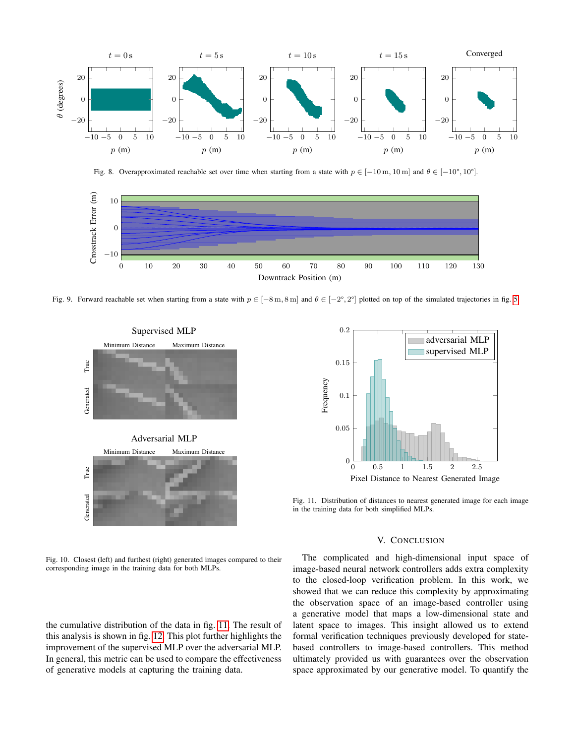Fig. 8. Overapproximated reachable set over time when starting from a state with $p \in [-10\,\text{m}, 10\,\text{m}]$ and $\theta \in [-10°, 10°]$.

Fig. 9. Forward reachable set when starting from a state with $p \in [-8\,\text{m}, 8\,\text{m}]$ and $\theta \in [-2°, 2°]$ plotted on top of the simulated trajectories in fig. 5.

Fig. 10. Closest (left) and furthest (right) generated images compared to their corresponding image in the training data for both MLPs.

Fig. 11. Distribution of distances to nearest generated image for each image in the training data for both simplified MLPs.

the cumulative distribution of the data in fig. 11. The result of this analysis is shown in fig. 12. This plot further highlights the improvement of the supervised MLP over the adversarial MLP. In general, this metric can be used to compare the effectiveness of generative models at capturing the training data.

## V. Conclusion

The complicated and high-dimensional input space of image-based neural network controllers adds extra complexity to the closed-loop verification problem. In this work, we showed that we can reduce this complexity by approximating the observation space of an image-based controller using a generative model that maps a low-dimensional state and latent space to images. This insight allowed us to extend formal verification techniques previously developed for state-based controllers to image-based controllers. This method ultimately provided us with guarantees over the observation space approximated by our generative model. To quantify the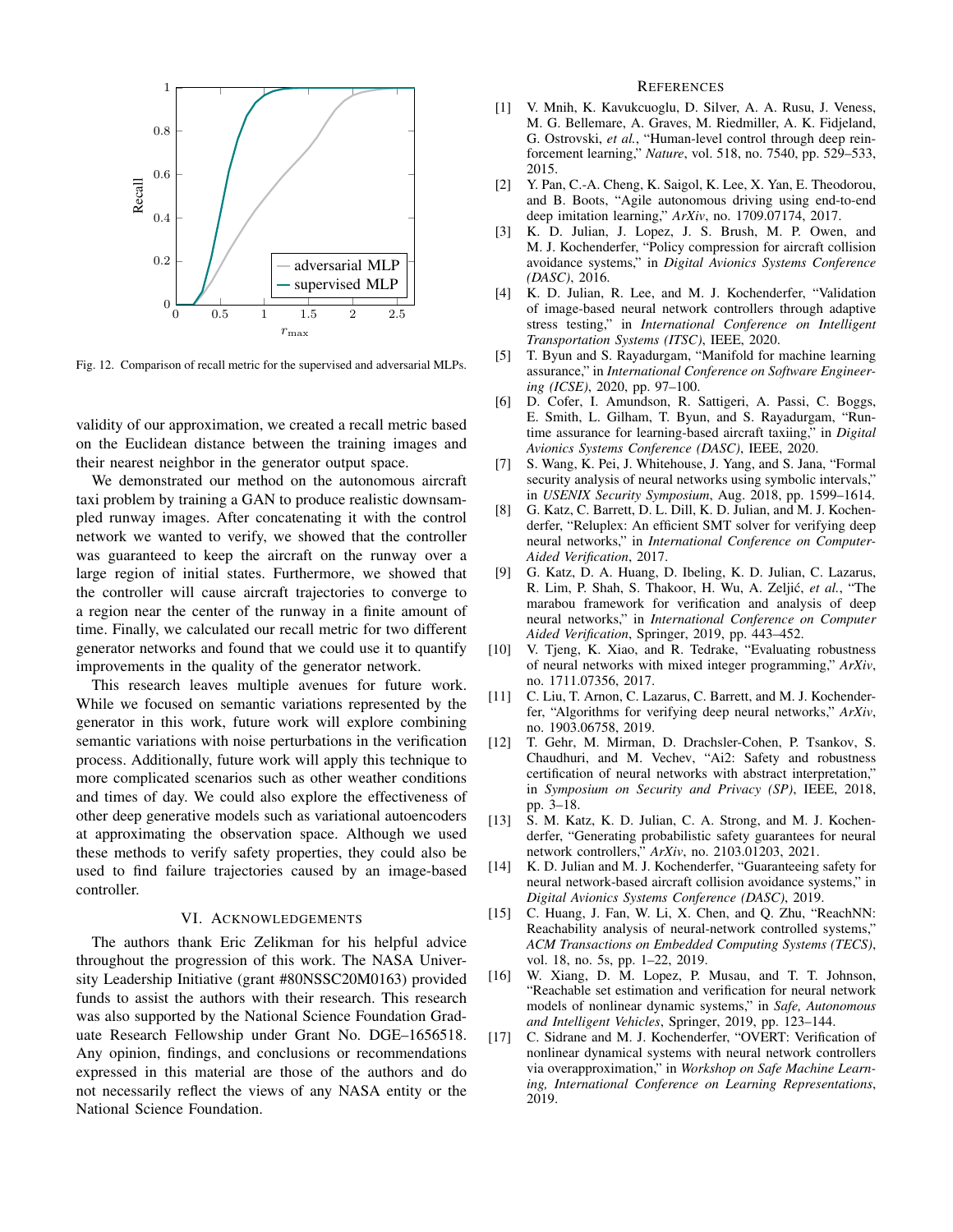Fig. 12. Comparison of recall metric for the supervised and adversarial MLPs.

validity of our approximation, we created a recall metric based on the Euclidean distance between the training images and their nearest neighbor in the generator output space.

We demonstrated our method on the autonomous aircraft taxi problem by training a GAN to produce realistic downsampled runway images. After concatenating it with the control network we wanted to verify, we showed that the controller was guaranteed to keep the aircraft on the runway over a large region of initial states. Furthermore, we showed that the controller will cause aircraft trajectories to converge to a region near the center of the runway in a finite amount of time. Finally, we calculated our recall metric for two different generator networks and found that we could use it to quantify improvements in the quality of the generator network.

This research leaves multiple avenues for future work. While we focused on semantic variations represented by the generator in this work, future work will explore combining semantic variations with noise perturbations in the verification process. Additionally, future work will apply this technique to more complicated scenarios such as other weather conditions and times of day. We could also explore the effectiveness of other deep generative models such as variational autoencoders at approximating the observation space. Although we used these methods to verify safety properties, they could also be used to find failure trajectories caused by an image-based controller.

## VI. Acknowledgements

The authors thank Eric Zelikman for his helpful advice throughout the progression of this work. The NASA University Leadership Initiative (grant #80NSSC20M0163) provided funds to assist the authors with their research. This research was also supported by the National Science Foundation Graduate Research Fellowship under Grant No. DGE–1656518. Any opinion, findings, and conclusions or recommendations expressed in this material are those of the authors and do not necessarily reflect the views of any NASA entity or the National Science Foundation.

## References

[1] V. Mnih, K. Kavukcuoglu, D. Silver, A. A. Rusu, J. Veness, M. G. Bellemare, A. Graves, M. Riedmiller, A. K. Fidjeland, G. Ostrovski, *et al.*, "Human-level control through deep reinforcement learning," *Nature*, vol. 518, no. 7540, pp. 529–533, 2015.

[2] Y. Pan, C.-A. Cheng, K. Saigol, K. Lee, X. Yan, E. Theodorou, and B. Boots, "Agile autonomous driving using end-to-end deep imitation learning," *ArXiv*, no. 1709.07174, 2017.

[3] K. D. Julian, J. Lopez, J. S. Brush, M. P. Owen, and M. J. Kochenderfer, "Policy compression for aircraft collision avoidance systems," in *Digital Avionics Systems Conference (DASC)*, 2016.

[4] K. D. Julian, R. Lee, and M. J. Kochenderfer, "Validation of image-based neural network controllers through adaptive stress testing," in *International Conference on Intelligent Transportation Systems (ITSC)*, IEEE, 2020.

[5] T. Byun and S. Rayadurgam, "Manifold for machine learning assurance," in *International Conference on Software Engineering (ICSE)*, 2020, pp. 97–100.

[6] D. Cofer, I. Amundson, R. Sattigeri, A. Passi, C. Boggs, E. Smith, L. Gilham, T. Byun, and S. Rayadurgam, "Runtime assurance for learning-based aircraft taxiing," in *Digital Avionics Systems Conference (DASC)*, IEEE, 2020.

[7] S. Wang, K. Pei, J. Whitehouse, J. Yang, and S. Jana, "Formal security analysis of neural networks using symbolic intervals," in *USENIX Security Symposium*, Aug. 2018, pp. 1599–1614.

[8] G. Katz, C. Barrett, D. L. Dill, K. D. Julian, and M. J. Kochenderfer, "Reluplex: An efficient SMT solver for verifying deep neural networks," in *International Conference on Computer-Aided Verification*, 2017.

[9] G. Katz, D. A. Huang, D. Ibeling, K. D. Julian, C. Lazarus, R. Lim, P. Shah, S. Thakoor, H. Wu, A. Zeljić, *et al.*, "The marabou framework for verification and analysis of deep neural networks," in *International Conference on Computer Aided Verification*, Springer, 2019, pp. 443–452.

[10] V. Tjeng, K. Xiao, and R. Tedrake, "Evaluating robustness of neural networks with mixed integer programming," *ArXiv*, no. 1711.07356, 2017.

[11] C. Liu, T. Arnon, C. Lazarus, C. Barrett, and M. J. Kochenderfer, "Algorithms for verifying deep neural networks," *ArXiv*, no. 1903.06758, 2019.

[12] T. Gehr, M. Mirman, D. Drachsler-Cohen, P. Tsankov, S. Chaudhuri, and M. Vechev, "Ai2: Safety and robustness certification of neural networks with abstract interpretation," in *Symposium on Security and Privacy (SP)*, IEEE, 2018, pp. 3–18.

[13] S. M. Katz, K. D. Julian, C. A. Strong, and M. J. Kochenderfer, "Generating probabilistic safety guarantees for neural network controllers," *ArXiv*, no. 2103.01203, 2021.

[14] K. D. Julian and M. J. Kochenderfer, "Guaranteeing safety for neural network-based aircraft collision avoidance systems," in *Digital Avionics Systems Conference (DASC)*, 2019.

[15] C. Huang, J. Fan, W. Li, X. Chen, and Q. Zhu, "ReachNN: Reachability analysis of neural-network controlled systems," *ACM Transactions on Embedded Computing Systems (TECS)*, vol. 18, no. 5s, pp. 1–22, 2019.

[16] W. Xiang, D. M. Lopez, P. Musau, and T. T. Johnson, "Reachable set estimation and verification for neural network models of nonlinear dynamic systems," in *Safe, Autonomous and Intelligent Vehicles*, Springer, 2019, pp. 123–144.

[17] C. Sidrane and M. J. Kochenderfer, "OVERT: Verification of nonlinear dynamical systems with neural network controllers via overapproximation," in *Workshop on Safe Machine Learning, International Conference on Learning Representations*, 2019.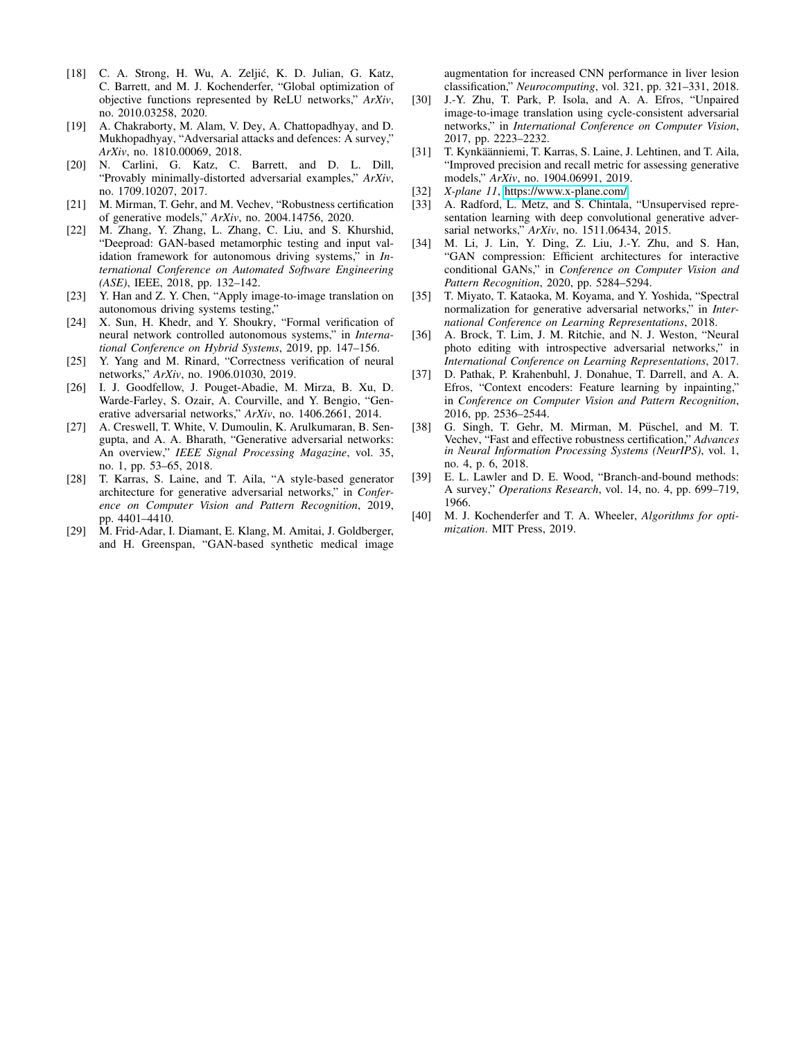[18] C. A. Strong, H. Wu, A. Zeljić, K. D. Julian, G. Katz, C. Barrett, and M. J. Kochenderfer, "Global optimization of objective functions represented by ReLU networks," *ArXiv*, no. 2010.03258, 2020.

[19] A. Chakraborty, M. Alam, V. Dey, A. Chattopadhyay, and D. Mukhopadhyay, "Adversarial attacks and defences: A survey," *ArXiv*, no. 1810.00069, 2018.

[20] N. Carlini, G. Katz, C. Barrett, and D. L. Dill, "Provably minimally-distorted adversarial examples," *ArXiv*, no. 1709.10207, 2017.

[21] M. Mirman, T. Gehr, and M. Vechev, "Robustness certification of generative models," *ArXiv*, no. 2004.14756, 2020.

[22] M. Zhang, Y. Zhang, L. Zhang, C. Liu, and S. Khurshid, "Deeproad: GAN-based metamorphic testing and input validation framework for autonomous driving systems," in *International Conference on Automated Software Engineering (ASE)*, IEEE, 2018, pp. 132–142.

[23] Y. Han and Z. Y. Chen, "Apply image-to-image translation on autonomous driving systems testing,"

[24] X. Sun, H. Khedr, and Y. Shoukry, "Formal verification of neural network controlled autonomous systems," in *International Conference on Hybrid Systems*, 2019, pp. 147–156.

[25] Y. Yang and M. Rinard, "Correctness verification of neural networks," *ArXiv*, no. 1906.01030, 2019.

[26] I. J. Goodfellow, J. Pouget-Abadie, M. Mirza, B. Xu, D. Warde-Farley, S. Ozair, A. Courville, and Y. Bengio, "Generative adversarial networks," *ArXiv*, no. 1406.2661, 2014.

[27] A. Creswell, T. White, V. Dumoulin, K. Arulkumaran, B. Sengupta, and A. A. Bharath, "Generative adversarial networks: An overview," *IEEE Signal Processing Magazine*, vol. 35, no. 1, pp. 53–65, 2018.

[28] T. Karras, S. Laine, and T. Aila, "A style-based generator architecture for generative adversarial networks," in *Conference on Computer Vision and Pattern Recognition*, 2019, pp. 4401–4410.

[29] M. Frid-Adar, I. Diamant, E. Klang, M. Amitai, J. Goldberger, and H. Greenspan, "GAN-based synthetic medical image augmentation for increased CNN performance in liver lesion classification," *Neurocomputing*, vol. 321, pp. 321–331, 2018.

[30] J.-Y. Zhu, T. Park, P. Isola, and A. A. Efros, "Unpaired image-to-image translation using cycle-consistent adversarial networks," in *International Conference on Computer Vision*, 2017, pp. 2223–2232.

[31] T. Kynkäänniemi, T. Karras, S. Laine, J. Lehtinen, and T. Aila, "Improved precision and recall metric for assessing generative models," *ArXiv*, no. 1904.06991, 2019.

[32] *X-plane 11*, https://www.x-plane.com/

[33] A. Radford, L. Metz, and S. Chintala, "Unsupervised representation learning with deep convolutional generative adversarial networks," *ArXiv*, no. 1511.06434, 2015.

[34] M. Li, J. Lin, Y. Ding, Z. Liu, J.-Y. Zhu, and S. Han, "GAN compression: Efficient architectures for interactive conditional GANs," in *Conference on Computer Vision and Pattern Recognition*, 2020, pp. 5284–5294.

[35] T. Miyato, T. Kataoka, M. Koyama, and Y. Yoshida, "Spectral normalization for generative adversarial networks," in *International Conference on Learning Representations*, 2018.

[36] A. Brock, T. Lim, J. M. Ritchie, and N. J. Weston, "Neural photo editing with introspective adversarial networks," in *International Conference on Learning Representations*, 2017.

[37] D. Pathak, P. Krahenbuhl, J. Donahue, T. Darrell, and A. A. Efros, "Context encoders: Feature learning by inpainting," in *Conference on Computer Vision and Pattern Recognition*, 2016, pp. 2536–2544.

[38] G. Singh, T. Gehr, M. Mirman, M. Püschel, and M. T. Vechev, "Fast and effective robustness certification," *Advances in Neural Information Processing Systems (NeurIPS)*, vol. 1, no. 4, p. 6, 2018.

[39] E. L. Lawler and D. E. Wood, "Branch-and-bound methods: A survey," *Operations Research*, vol. 14, no. 4, pp. 699–719, 1966.

[40] M. J. Kochenderfer and T. A. Wheeler, *Algorithms for optimization*. MIT Press, 2019.